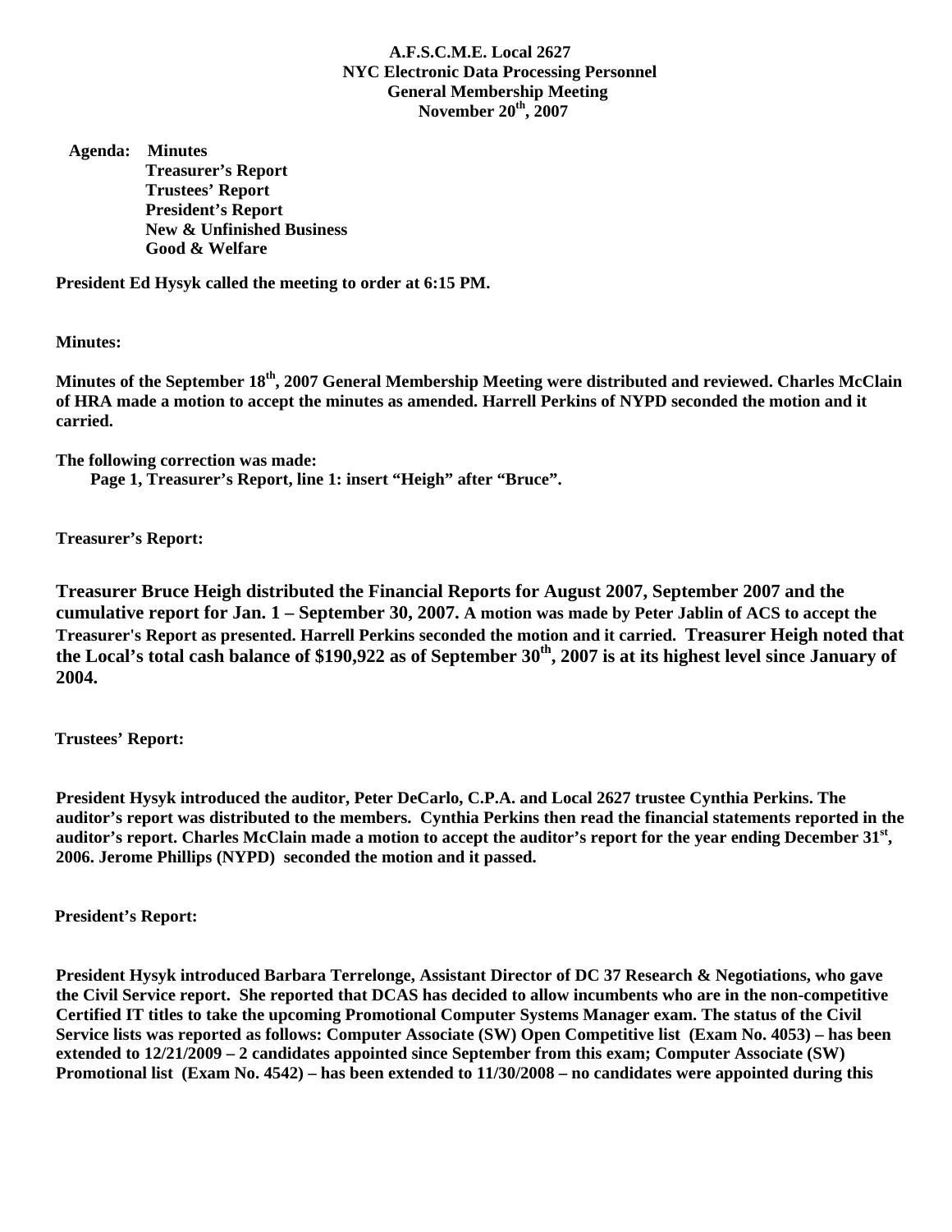**A.F.S.C.M.E. Local 2627**
**NYC Electronic Data Processing Personnel**
**General Membership Meeting**
**November 20th, 2007**

**Agenda:** **Minutes**
**Treasurer's Report**
**Trustees' Report**
**President's Report**
**New & Unfinished Business**
**Good & Welfare**

**President Ed Hysyk called the meeting to order at 6:15 PM.**

**Minutes:**

**Minutes of the September 18th, 2007 General Membership Meeting were distributed and reviewed. Charles McClain of HRA made a motion to accept the minutes as amended. Harrell Perkins of NYPD seconded the motion and it carried.**

**The following correction was made:**
**Page 1, Treasurer's Report, line 1: insert "Heigh" after "Bruce".**

**Treasurer's Report:**

**Treasurer Bruce Heigh distributed the Financial Reports for August 2007, September 2007 and the cumulative report for Jan. 1 – September 30, 2007. A motion was made by Peter Jablin of ACS to accept the Treasurer's Report as presented. Harrell Perkins seconded the motion and it carried. Treasurer Heigh noted that the Local's total cash balance of $190,922 as of September 30th, 2007 is at its highest level since January of 2004.**

**Trustees' Report:**

**President Hysyk introduced the auditor, Peter DeCarlo, C.P.A. and Local 2627 trustee Cynthia Perkins. The auditor's report was distributed to the members. Cynthia Perkins then read the financial statements reported in the auditor's report. Charles McClain made a motion to accept the auditor's report for the year ending December 31st, 2006. Jerome Phillips (NYPD) seconded the motion and it passed.**

**President's Report:**

**President Hysyk introduced Barbara Terrelonge, Assistant Director of DC 37 Research & Negotiations, who gave the Civil Service report. She reported that DCAS has decided to allow incumbents who are in the non-competitive Certified IT titles to take the upcoming Promotional Computer Systems Manager exam. The status of the Civil Service lists was reported as follows: Computer Associate (SW) Open Competitive list (Exam No. 4053) – has been extended to 12/21/2009 – 2 candidates appointed since September from this exam; Computer Associate (SW) Promotional list (Exam No. 4542) – has been extended to 11/30/2008 – no candidates were appointed during this**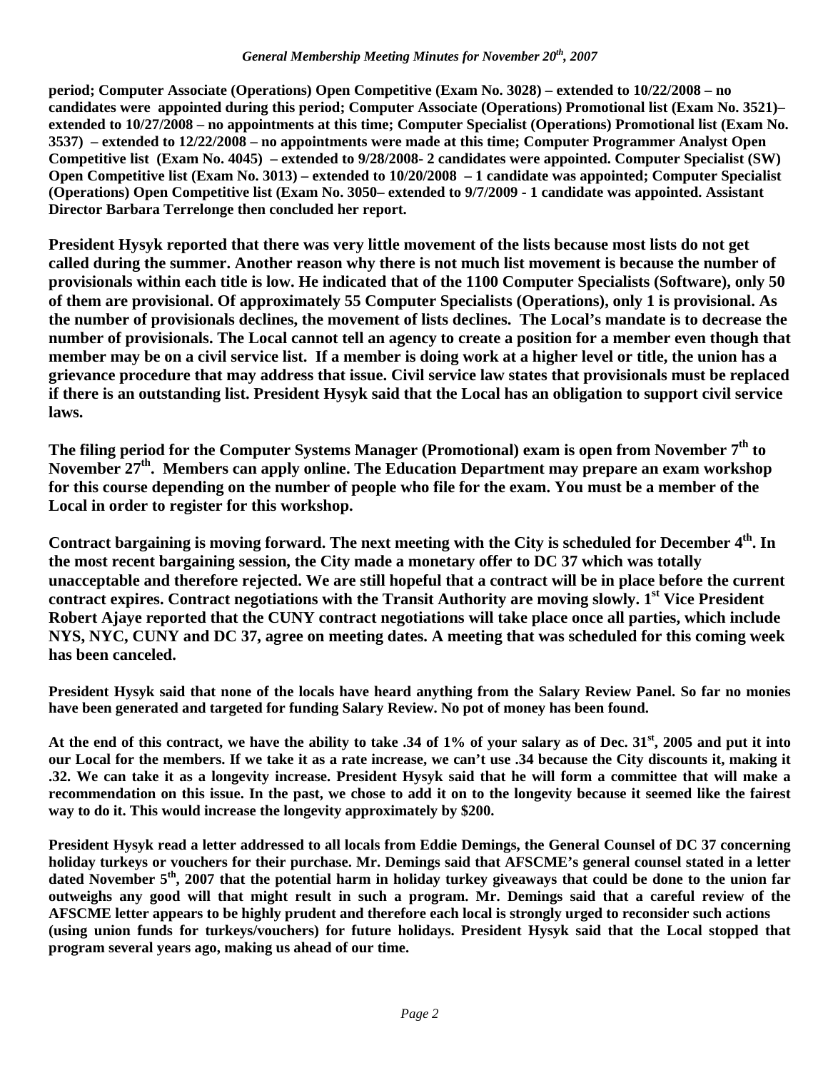**period; Computer Associate (Operations) Open Competitive (Exam No. 3028) – extended to 10/22/2008 – no candidates were appointed during this period; Computer Associate (Operations) Promotional list (Exam No. 3521)– extended to 10/27/2008 – no appointments at this time; Computer Specialist (Operations) Promotional list (Exam No. 3537) – extended to 12/22/2008 – no appointments were made at this time; Computer Programmer Analyst Open Competitive list (Exam No. 4045) – extended to 9/28/2008- 2 candidates were appointed. Computer Specialist (SW) Open Competitive list (Exam No. 3013) – extended to 10/20/2008 – 1 candidate was appointed; Computer Specialist (Operations) Open Competitive list (Exam No. 3050– extended to 9/7/2009 - 1 candidate was appointed. Assistant Director Barbara Terrelonge then concluded her report.**

**President Hysyk reported that there was very little movement of the lists because most lists do not get called during the summer. Another reason why there is not much list movement is because the number of provisionals within each title is low. He indicated that of the 1100 Computer Specialists (Software), only 50 of them are provisional. Of approximately 55 Computer Specialists (Operations), only 1 is provisional. As the number of provisionals declines, the movement of lists declines. The Local's mandate is to decrease the number of provisionals. The Local cannot tell an agency to create a position for a member even though that member may be on a civil service list. If a member is doing work at a higher level or title, the union has a grievance procedure that may address that issue. Civil service law states that provisionals must be replaced if there is an outstanding list. President Hysyk said that the Local has an obligation to support civil service laws.**

**The filing period for the Computer Systems Manager (Promotional) exam is open from November 7th to November 27th. Members can apply online. The Education Department may prepare an exam workshop for this course depending on the number of people who file for the exam. You must be a member of the Local in order to register for this workshop.**

**Contract bargaining is moving forward. The next meeting with the City is scheduled for December 4th. In the most recent bargaining session, the City made a monetary offer to DC 37 which was totally unacceptable and therefore rejected. We are still hopeful that a contract will be in place before the current contract expires. Contract negotiations with the Transit Authority are moving slowly. 1st Vice President Robert Ajaye reported that the CUNY contract negotiations will take place once all parties, which include NYS, NYC, CUNY and DC 37, agree on meeting dates. A meeting that was scheduled for this coming week has been canceled.**

**President Hysyk said that none of the locals have heard anything from the Salary Review Panel. So far no monies have been generated and targeted for funding Salary Review. No pot of money has been found.**

**At the end of this contract, we have the ability to take .34 of 1% of your salary as of Dec. 31st, 2005 and put it into our Local for the members. If we take it as a rate increase, we can't use .34 because the City discounts it, making it .32. We can take it as a longevity increase. President Hysyk said that he will form a committee that will make a recommendation on this issue. In the past, we chose to add it on to the longevity because it seemed like the fairest way to do it. This would increase the longevity approximately by $200.**

**President Hysyk read a letter addressed to all locals from Eddie Demings, the General Counsel of DC 37 concerning holiday turkeys or vouchers for their purchase. Mr. Demings said that AFSCME's general counsel stated in a letter dated November 5th, 2007 that the potential harm in holiday turkey giveaways that could be done to the union far outweighs any good will that might result in such a program. Mr. Demings said that a careful review of the AFSCME letter appears to be highly prudent and therefore each local is strongly urged to reconsider such actions (using union funds for turkeys/vouchers) for future holidays. President Hysyk said that the Local stopped that program several years ago, making us ahead of our time.**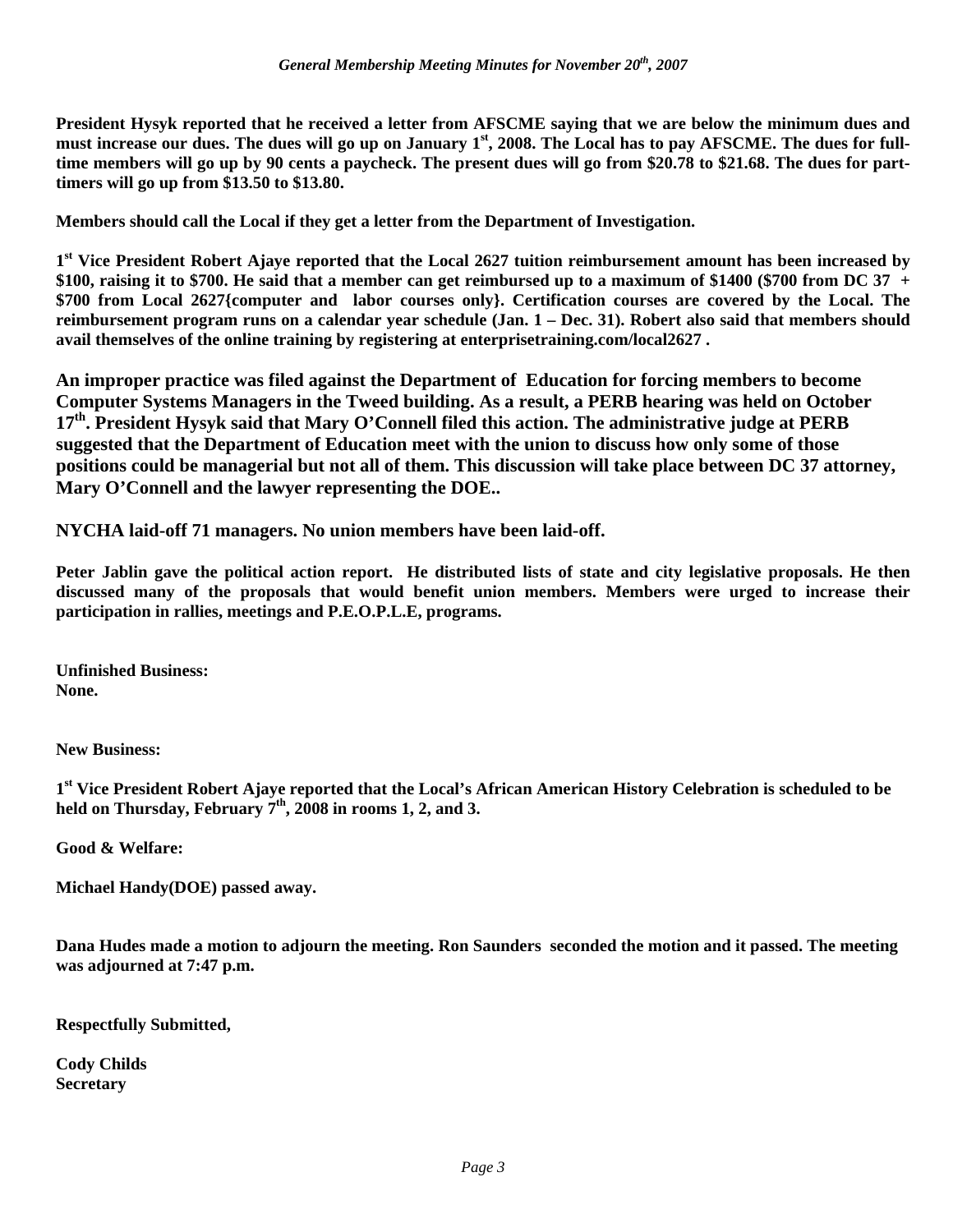President Hysyk reported that he received a letter from AFSCME saying that we are below the minimum dues and must increase our dues. The dues will go up on January 1st, 2008. The Local has to pay AFSCME. The dues for full-time members will go up by 90 cents a paycheck. The present dues will go from $20.78 to $21.68. The dues for part-timers will go up from $13.50 to $13.80.

Members should call the Local if they get a letter from the Department of Investigation.

1st Vice President Robert Ajaye reported that the Local 2627 tuition reimbursement amount has been increased by $100, raising it to $700. He said that a member can get reimbursed up to a maximum of $1400 ($700 from DC 37 + $700 from Local 2627{computer and labor courses only}. Certification courses are covered by the Local. The reimbursement program runs on a calendar year schedule (Jan. 1 – Dec. 31). Robert also said that members should avail themselves of the online training by registering at enterprisetraining.com/local2627 .

An improper practice was filed against the Department of Education for forcing members to become Computer Systems Managers in the Tweed building. As a result, a PERB hearing was held on October 17th. President Hysyk said that Mary O'Connell filed this action. The administrative judge at PERB suggested that the Department of Education meet with the union to discuss how only some of those positions could be managerial but not all of them. This discussion will take place between DC 37 attorney, Mary O'Connell and the lawyer representing the DOE..

NYCHA laid-off 71 managers. No union members have been laid-off.

Peter Jablin gave the political action report. He distributed lists of state and city legislative proposals. He then discussed many of the proposals that would benefit union members. Members were urged to increase their participation in rallies, meetings and P.E.O.P.L.E, programs.

**Unfinished Business:**
None.

**New Business:**

1st Vice President Robert Ajaye reported that the Local's African American History Celebration is scheduled to be held on Thursday, February 7th, 2008 in rooms 1, 2, and 3.

**Good & Welfare:**

Michael Handy(DOE) passed away.

Dana Hudes made a motion to adjourn the meeting. Ron Saunders seconded the motion and it passed. The meeting was adjourned at 7:47 p.m.

Respectfully Submitted,

Cody Childs
Secretary